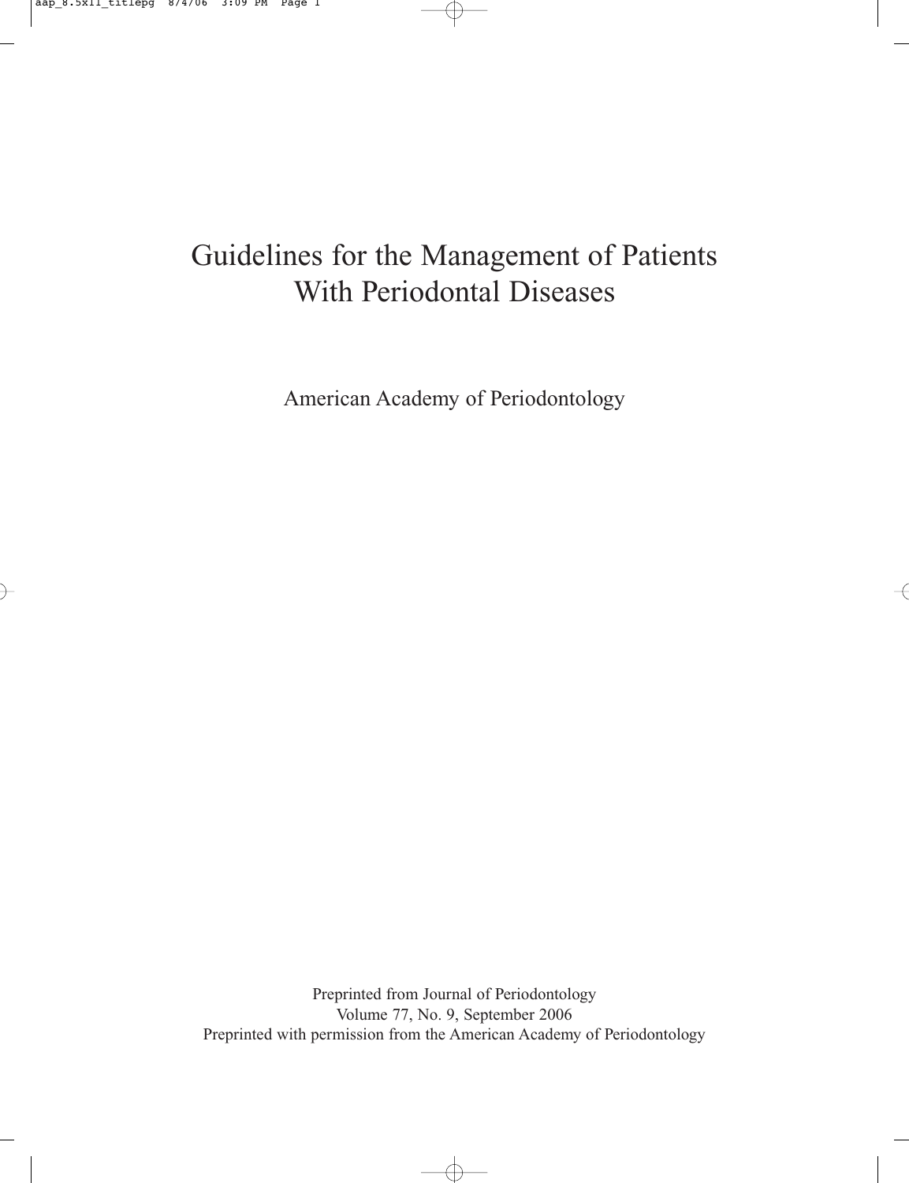# Guidelines for the Management of Patients With Periodontal Diseases

American Academy of Periodontology

Preprinted from Journal of Periodontology
Volume 77, No. 9, September 2006
Preprinted with permission from the American Academy of Periodontology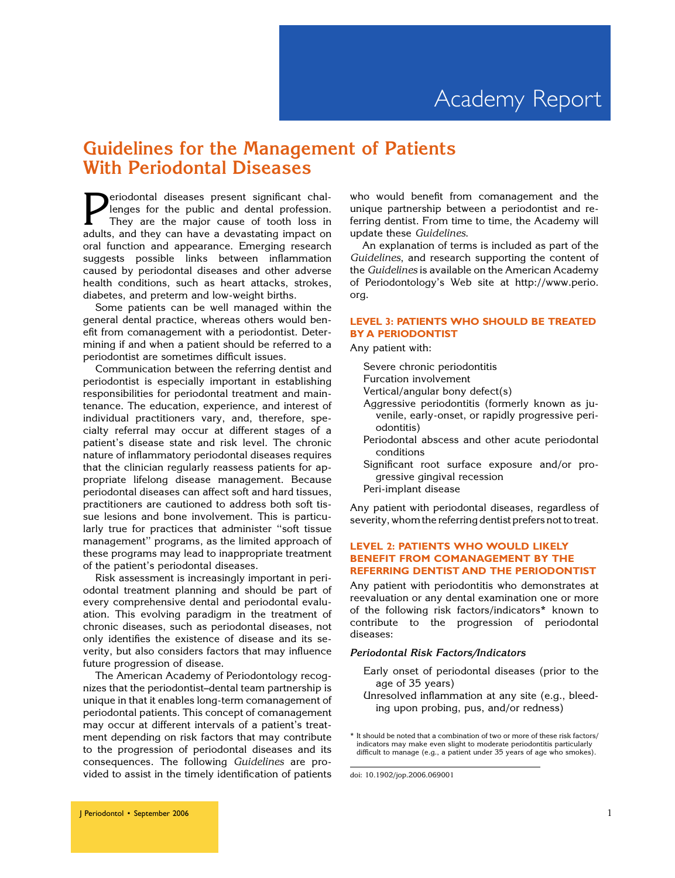Academy Report

# Guidelines for the Management of Patients With Periodontal Diseases

Periodontal diseases present significant challenges for the public and dental profession. They are the major cause of tooth loss in adults, and they can have a devastating impact on oral function and appearance. Emerging research suggests possible links between inflammation caused by periodontal diseases and other adverse health conditions, such as heart attacks, strokes, diabetes, and preterm and low-weight births.

Some patients can be well managed within the general dental practice, whereas others would benefit from comanagement with a periodontist. Determining if and when a patient should be referred to a periodontist are sometimes difficult issues.

Communication between the referring dentist and periodontist is especially important in establishing responsibilities for periodontal treatment and maintenance. The education, experience, and interest of individual practitioners vary, and, therefore, specialty referral may occur at different stages of a patient's disease state and risk level. The chronic nature of inflammatory periodontal diseases requires that the clinician regularly reassess patients for appropriate lifelong disease management. Because periodontal diseases can affect soft and hard tissues, practitioners are cautioned to address both soft tissue lesions and bone involvement. This is particularly true for practices that administer "soft tissue management" programs, as the limited approach of these programs may lead to inappropriate treatment of the patient's periodontal diseases.

Risk assessment is increasingly important in periodontal treatment planning and should be part of every comprehensive dental and periodontal evaluation. This evolving paradigm in the treatment of chronic diseases, such as periodontal diseases, not only identifies the existence of disease and its severity, but also considers factors that may influence future progression of disease.

The American Academy of Periodontology recognizes that the periodontist–dental team partnership is unique in that it enables long-term comanagement of periodontal patients. This concept of comanagement may occur at different intervals of a patient's treatment depending on risk factors that may contribute to the progression of periodontal diseases and its consequences. The following *Guidelines* are provided to assist in the timely identification of patients who would benefit from comanagement and the unique partnership between a periodontist and referring dentist. From time to time, the Academy will update these *Guidelines*.

An explanation of terms is included as part of the *Guidelines*, and research supporting the content of the *Guidelines* is available on the American Academy of Periodontology's Web site at http://www.perio.org.

## LEVEL 3: PATIENTS WHO SHOULD BE TREATED BY A PERIODONTIST

Any patient with:

- Severe chronic periodontitis
- Furcation involvement
- Vertical/angular bony defect(s)
- Aggressive periodontitis (formerly known as juvenile, early-onset, or rapidly progressive periodontitis)
- Periodontal abscess and other acute periodontal conditions
- Significant root surface exposure and/or progressive gingival recession
- Peri-implant disease

Any patient with periodontal diseases, regardless of severity, whom the referring dentist prefers not to treat.

## LEVEL 2: PATIENTS WHO WOULD LIKELY BENEFIT FROM COMANAGEMENT BY THE REFERRING DENTIST AND THE PERIODONTIST

Any patient with periodontitis who demonstrates at reevaluation or any dental examination one or more of the following risk factors/indicators* known to contribute to the progression of periodontal diseases:

### *Periodontal Risk Factors/Indicators*

- Early onset of periodontal diseases (prior to the age of 35 years)
- Unresolved inflammation at any site (e.g., bleeding upon probing, pus, and/or redness)

\* It should be noted that a combination of two or more of these risk factors/indicators may make even slight to moderate periodontitis particularly difficult to manage (e.g., a patient under 35 years of age who smokes).

doi: 10.1902/jop.2006.069001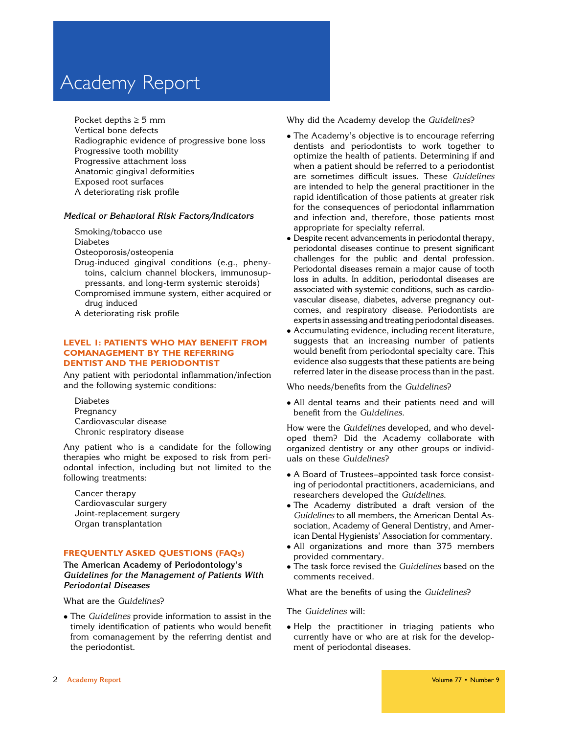Pocket depths ≥ 5 mm
Vertical bone defects
Radiographic evidence of progressive bone loss
Progressive tooth mobility
Progressive attachment loss
Anatomic gingival deformities
Exposed root surfaces
A deteriorating risk profile

### *Medical or Behavioral Risk Factors/Indicators*

Smoking/tobacco use
Diabetes
Osteoporosis/osteopenia
Drug-induced gingival conditions (e.g., phenytoins, calcium channel blockers, immunosuppressants, and long-term systemic steroids)
Compromised immune system, either acquired or drug induced
A deteriorating risk profile

## LEVEL 1: PATIENTS WHO MAY BENEFIT FROM COMANAGEMENT BY THE REFERRING DENTIST AND THE PERIODONTIST

Any patient with periodontal inflammation/infection and the following systemic conditions:

Diabetes
Pregnancy
Cardiovascular disease
Chronic respiratory disease

Any patient who is a candidate for the following therapies who might be exposed to risk from periodontal infection, including but not limited to the following treatments:

Cancer therapy
Cardiovascular surgery
Joint-replacement surgery
Organ transplantation

## FREQUENTLY ASKED QUESTIONS (FAQs)

### The American Academy of Periodontology's *Guidelines for the Management of Patients With Periodontal Diseases*

What are the *Guidelines*?

- The *Guidelines* provide information to assist in the timely identification of patients who would benefit from comanagement by the referring dentist and the periodontist.

Why did the Academy develop the *Guidelines*?

- The Academy's objective is to encourage referring dentists and periodontists to work together to optimize the health of patients. Determining if and when a patient should be referred to a periodontist are sometimes difficult issues. These *Guidelines* are intended to help the general practitioner in the rapid identification of those patients at greater risk for the consequences of periodontal inflammation and infection and, therefore, those patients most appropriate for specialty referral.
- Despite recent advancements in periodontal therapy, periodontal diseases continue to present significant challenges for the public and dental profession. Periodontal diseases remain a major cause of tooth loss in adults. In addition, periodontal diseases are associated with systemic conditions, such as cardiovascular disease, diabetes, adverse pregnancy outcomes, and respiratory disease. Periodontists are experts in assessing and treating periodontal diseases.
- Accumulating evidence, including recent literature, suggests that an increasing number of patients would benefit from periodontal specialty care. This evidence also suggests that these patients are being referred later in the disease process than in the past.

Who needs/benefits from the *Guidelines*?

- All dental teams and their patients need and will benefit from the *Guidelines.*

How were the *Guidelines* developed, and who developed them? Did the Academy collaborate with organized dentistry or any other groups or individuals on these *Guidelines*?

- A Board of Trustees–appointed task force consisting of periodontal practitioners, academicians, and researchers developed the *Guidelines*.
- The Academy distributed a draft version of the *Guidelines* to all members, the American Dental Association, Academy of General Dentistry, and American Dental Hygienists' Association for commentary.
- All organizations and more than 375 members provided commentary.
- The task force revised the *Guidelines* based on the comments received.

What are the benefits of using the *Guidelines*?

The *Guidelines* will:

- Help the practitioner in triaging patients who currently have or who are at risk for the development of periodontal diseases.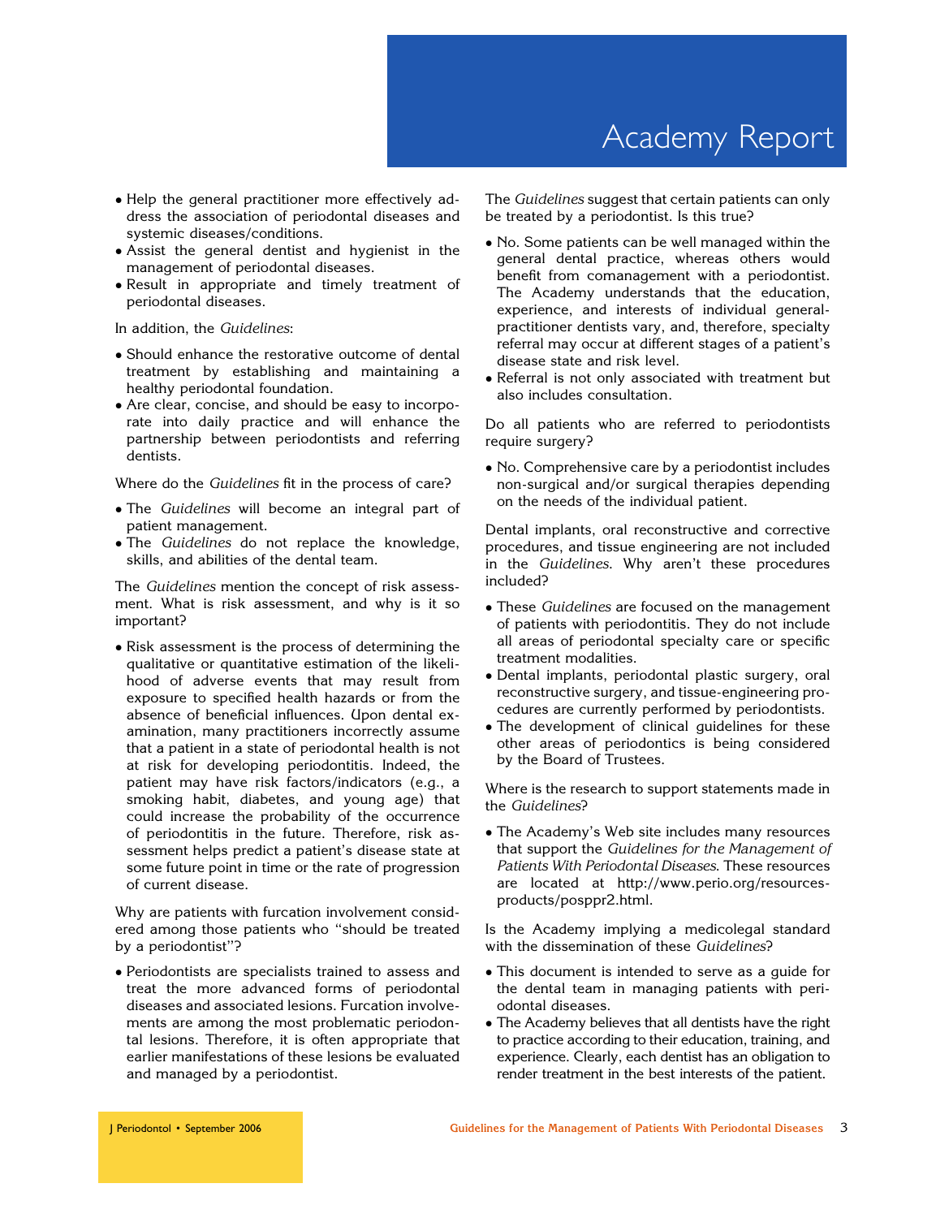- Help the general practitioner more effectively address the association of periodontal diseases and systemic diseases/conditions.
- Assist the general dentist and hygienist in the management of periodontal diseases.
- Result in appropriate and timely treatment of periodontal diseases.

In addition, the *Guidelines*:

- Should enhance the restorative outcome of dental treatment by establishing and maintaining a healthy periodontal foundation.
- Are clear, concise, and should be easy to incorporate into daily practice and will enhance the partnership between periodontists and referring dentists.

Where do the *Guidelines* fit in the process of care?

- The *Guidelines* will become an integral part of patient management.
- The *Guidelines* do not replace the knowledge, skills, and abilities of the dental team.

The *Guidelines* mention the concept of risk assessment. What is risk assessment, and why is it so important?

- Risk assessment is the process of determining the qualitative or quantitative estimation of the likelihood of adverse events that may result from exposure to specified health hazards or from the absence of beneficial influences. Upon dental examination, many practitioners incorrectly assume that a patient in a state of periodontal health is not at risk for developing periodontitis. Indeed, the patient may have risk factors/indicators (e.g., a smoking habit, diabetes, and young age) that could increase the probability of the occurrence of periodontitis in the future. Therefore, risk assessment helps predict a patient's disease state at some future point in time or the rate of progression of current disease.

Why are patients with furcation involvement considered among those patients who "should be treated by a periodontist"?

- Periodontists are specialists trained to assess and treat the more advanced forms of periodontal diseases and associated lesions. Furcation involvements are among the most problematic periodontal lesions. Therefore, it is often appropriate that earlier manifestations of these lesions be evaluated and managed by a periodontist.

The *Guidelines* suggest that certain patients can only be treated by a periodontist. Is this true?

- No. Some patients can be well managed within the general dental practice, whereas others would benefit from comanagement with a periodontist. The Academy understands that the education, experience, and interests of individual general-practitioner dentists vary, and, therefore, specialty referral may occur at different stages of a patient's disease state and risk level.
- Referral is not only associated with treatment but also includes consultation.

Do all patients who are referred to periodontists require surgery?

- No. Comprehensive care by a periodontist includes non-surgical and/or surgical therapies depending on the needs of the individual patient.

Dental implants, oral reconstructive and corrective procedures, and tissue engineering are not included in the *Guidelines*. Why aren't these procedures included?

- These *Guidelines* are focused on the management of patients with periodontitis. They do not include all areas of periodontal specialty care or specific treatment modalities.
- Dental implants, periodontal plastic surgery, oral reconstructive surgery, and tissue-engineering procedures are currently performed by periodontists.
- The development of clinical guidelines for these other areas of periodontics is being considered by the Board of Trustees.

Where is the research to support statements made in the *Guidelines*?

- The Academy's Web site includes many resources that support the *Guidelines for the Management of Patients With Periodontal Diseases*. These resources are located at http://www.perio.org/resources-products/posppr2.html.

Is the Academy implying a medicolegal standard with the dissemination of these *Guidelines*?

- This document is intended to serve as a guide for the dental team in managing patients with periodontal diseases.
- The Academy believes that all dentists have the right to practice according to their education, training, and experience. Clearly, each dentist has an obligation to render treatment in the best interests of the patient.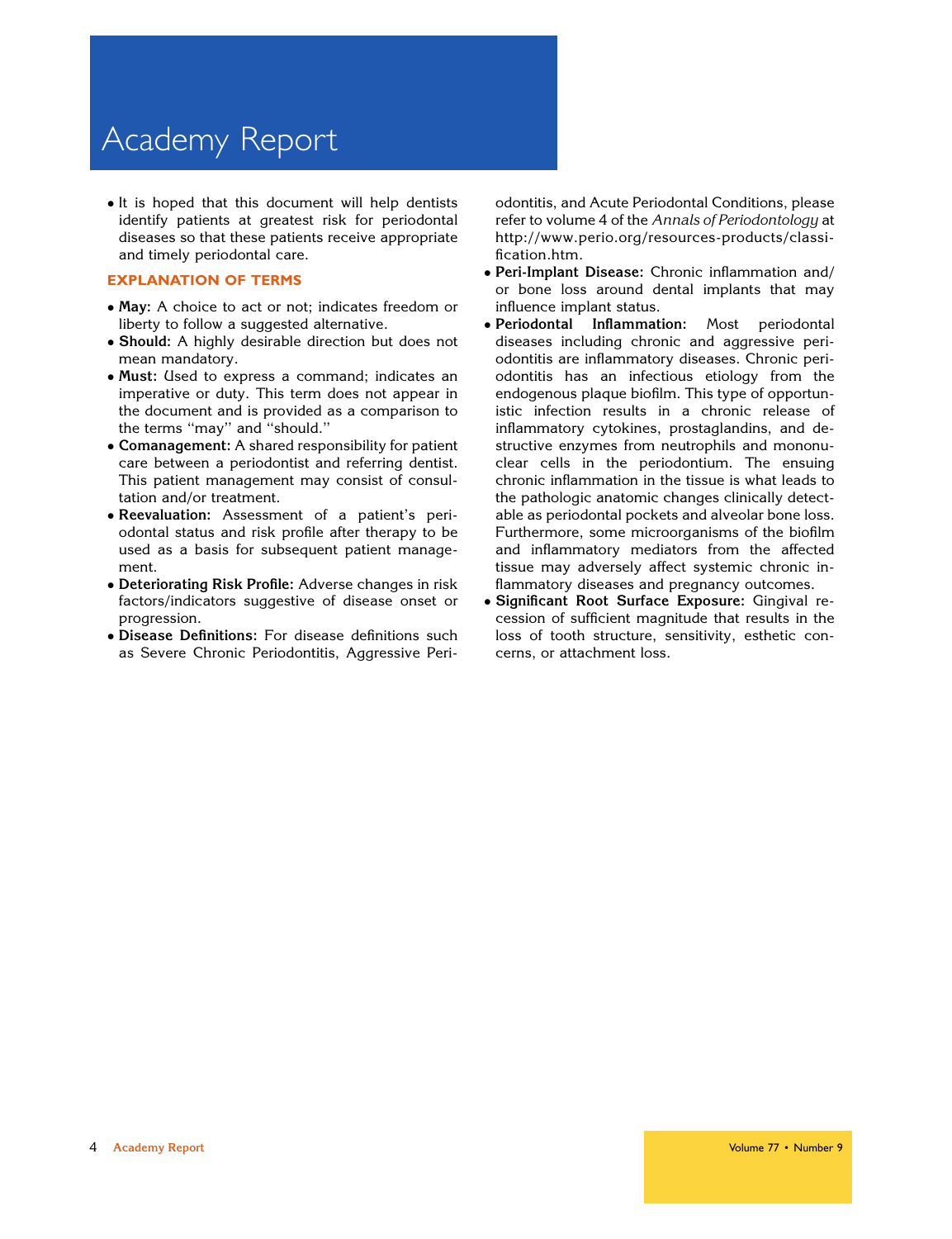- It is hoped that this document will help dentists identify patients at greatest risk for periodontal diseases so that these patients receive appropriate and timely periodontal care.

## EXPLANATION OF TERMS

- **May:** A choice to act or not; indicates freedom or liberty to follow a suggested alternative.
- **Should:** A highly desirable direction but does not mean mandatory.
- **Must:** Used to express a command; indicates an imperative or duty. This term does not appear in the document and is provided as a comparison to the terms "may" and "should."
- **Comanagement:** A shared responsibility for patient care between a periodontist and referring dentist. This patient management may consist of consultation and/or treatment.
- **Reevaluation:** Assessment of a patient's periodontal status and risk profile after therapy to be used as a basis for subsequent patient management.
- **Deteriorating Risk Profile:** Adverse changes in risk factors/indicators suggestive of disease onset or progression.
- **Disease Definitions:** For disease definitions such as Severe Chronic Periodontitis, Aggressive Periodontitis, and Acute Periodontal Conditions, please refer to volume 4 of the *Annals of Periodontology* at http://www.perio.org/resources-products/classification.htm.
- **Peri-Implant Disease:** Chronic inflammation and/or bone loss around dental implants that may influence implant status.
- **Periodontal Inflammation:** Most periodontal diseases including chronic and aggressive periodontitis are inflammatory diseases. Chronic periodontitis has an infectious etiology from the endogenous plaque biofilm. This type of opportunistic infection results in a chronic release of inflammatory cytokines, prostaglandins, and destructive enzymes from neutrophils and mononuclear cells in the periodontium. The ensuing chronic inflammation in the tissue is what leads to the pathologic anatomic changes clinically detectable as periodontal pockets and alveolar bone loss. Furthermore, some microorganisms of the biofilm and inflammatory mediators from the affected tissue may adversely affect systemic chronic inflammatory diseases and pregnancy outcomes.
- **Significant Root Surface Exposure:** Gingival recession of sufficient magnitude that results in the loss of tooth structure, sensitivity, esthetic concerns, or attachment loss.